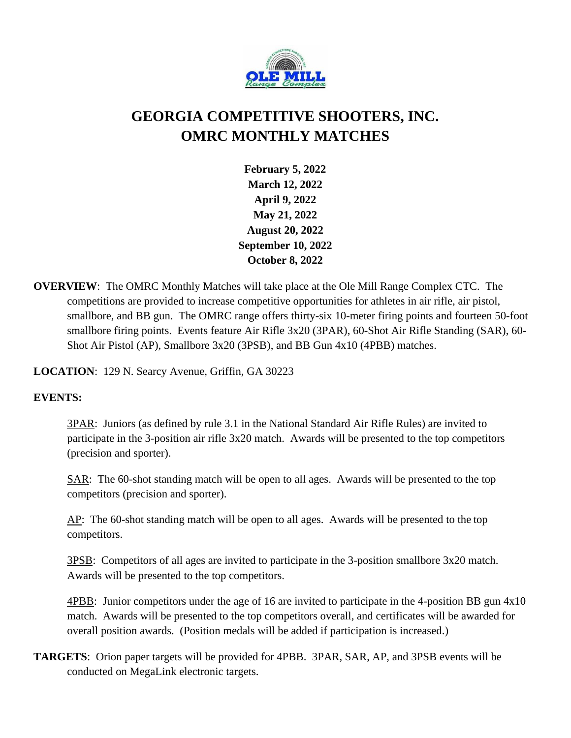# GEORGIA COMPETITIVE SHOOTERS, INC.
# OMRC MONTHLY MATCHES

**February 5, 2022**
**March 12, 2022**
**April 9, 2022**
**May 21, 2022**
**August 20, 2022**
**September 10, 2022**
**October 8, 2022**

**OVERVIEW**: The OMRC Monthly Matches will take place at the Ole Mill Range Complex CTC. The competitions are provided to increase competitive opportunities for athletes in air rifle, air pistol, smallbore, and BB gun. The OMRC range offers thirty-six 10-meter firing points and fourteen 50-foot smallbore firing points. Events feature Air Rifle 3x20 (3PAR), 60-Shot Air Rifle Standing (SAR), 60-Shot Air Pistol (AP), Smallbore 3x20 (3PSB), and BB Gun 4x10 (4PBB) matches.

**LOCATION**: 129 N. Searcy Avenue, Griffin, GA 30223

**EVENTS:**

3PAR: Juniors (as defined by rule 3.1 in the National Standard Air Rifle Rules) are invited to participate in the 3-position air rifle 3x20 match. Awards will be presented to the top competitors (precision and sporter).

SAR: The 60-shot standing match will be open to all ages. Awards will be presented to the top competitors (precision and sporter).

AP: The 60-shot standing match will be open to all ages. Awards will be presented to the top competitors.

3PSB: Competitors of all ages are invited to participate in the 3-position smallbore 3x20 match. Awards will be presented to the top competitors.

4PBB: Junior competitors under the age of 16 are invited to participate in the 4-position BB gun 4x10 match. Awards will be presented to the top competitors overall, and certificates will be awarded for overall position awards. (Position medals will be added if participation is increased.)

**TARGETS**: Orion paper targets will be provided for 4PBB. 3PAR, SAR, AP, and 3PSB events will be conducted on MegaLink electronic targets.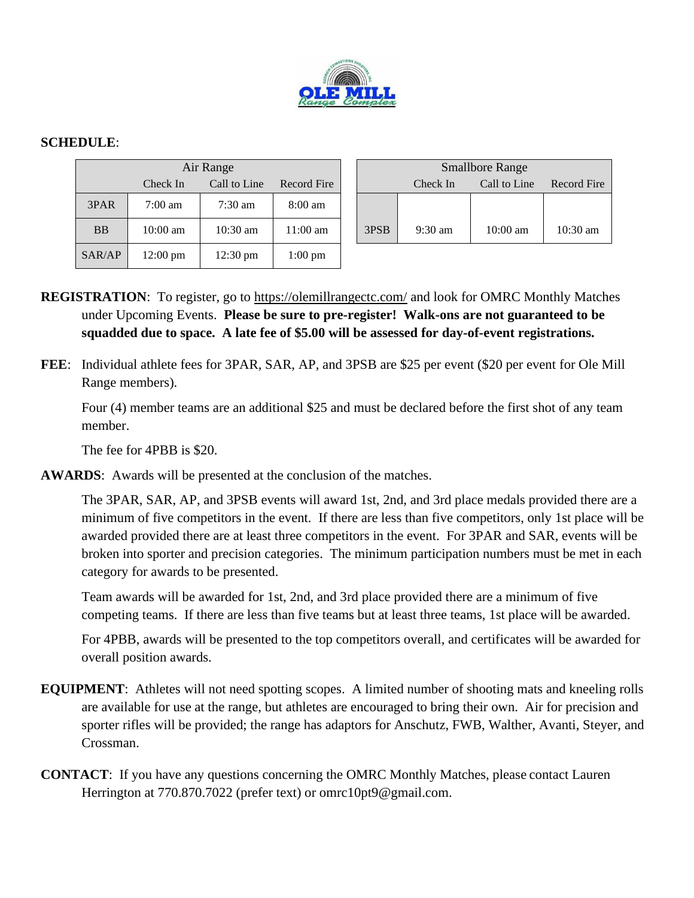**SCHEDULE**:

| Air Range | | | |
|---|---|---|---|
| | Check In | Call to Line | Record Fire |
| 3PAR | 7:00 am | 7:30 am | 8:00 am |
| BB | 10:00 am | 10:30 am | 11:00 am |
| SAR/AP | 12:00 pm | 12:30 pm | 1:00 pm |

| Smallbore Range | | | |
|---|---|---|---|
| | Check In | Call to Line | Record Fire |
| 3PSB | 9:30 am | 10:00 am | 10:30 am |

**REGISTRATION**: To register, go to https://olemillrangectc.com/ and look for OMRC Monthly Matches under Upcoming Events. **Please be sure to pre-register! Walk-ons are not guaranteed to be squadded due to space. A late fee of $5.00 will be assessed for day-of-event registrations.**

**FEE**: Individual athlete fees for 3PAR, SAR, AP, and 3PSB are $25 per event ($20 per event for Ole Mill Range members).

Four (4) member teams are an additional $25 and must be declared before the first shot of any team member.

The fee for 4PBB is $20.

**AWARDS**: Awards will be presented at the conclusion of the matches.

The 3PAR, SAR, AP, and 3PSB events will award 1st, 2nd, and 3rd place medals provided there are a minimum of five competitors in the event. If there are less than five competitors, only 1st place will be awarded provided there are at least three competitors in the event. For 3PAR and SAR, events will be broken into sporter and precision categories. The minimum participation numbers must be met in each category for awards to be presented.

Team awards will be awarded for 1st, 2nd, and 3rd place provided there are a minimum of five competing teams. If there are less than five teams but at least three teams, 1st place will be awarded.

For 4PBB, awards will be presented to the top competitors overall, and certificates will be awarded for overall position awards.

**EQUIPMENT**: Athletes will not need spotting scopes. A limited number of shooting mats and kneeling rolls are available for use at the range, but athletes are encouraged to bring their own. Air for precision and sporter rifles will be provided; the range has adaptors for Anschutz, FWB, Walther, Avanti, Steyer, and Crossman.

**CONTACT**: If you have any questions concerning the OMRC Monthly Matches, please contact Lauren Herrington at 770.870.7022 (prefer text) or omrc10pt9@gmail.com.